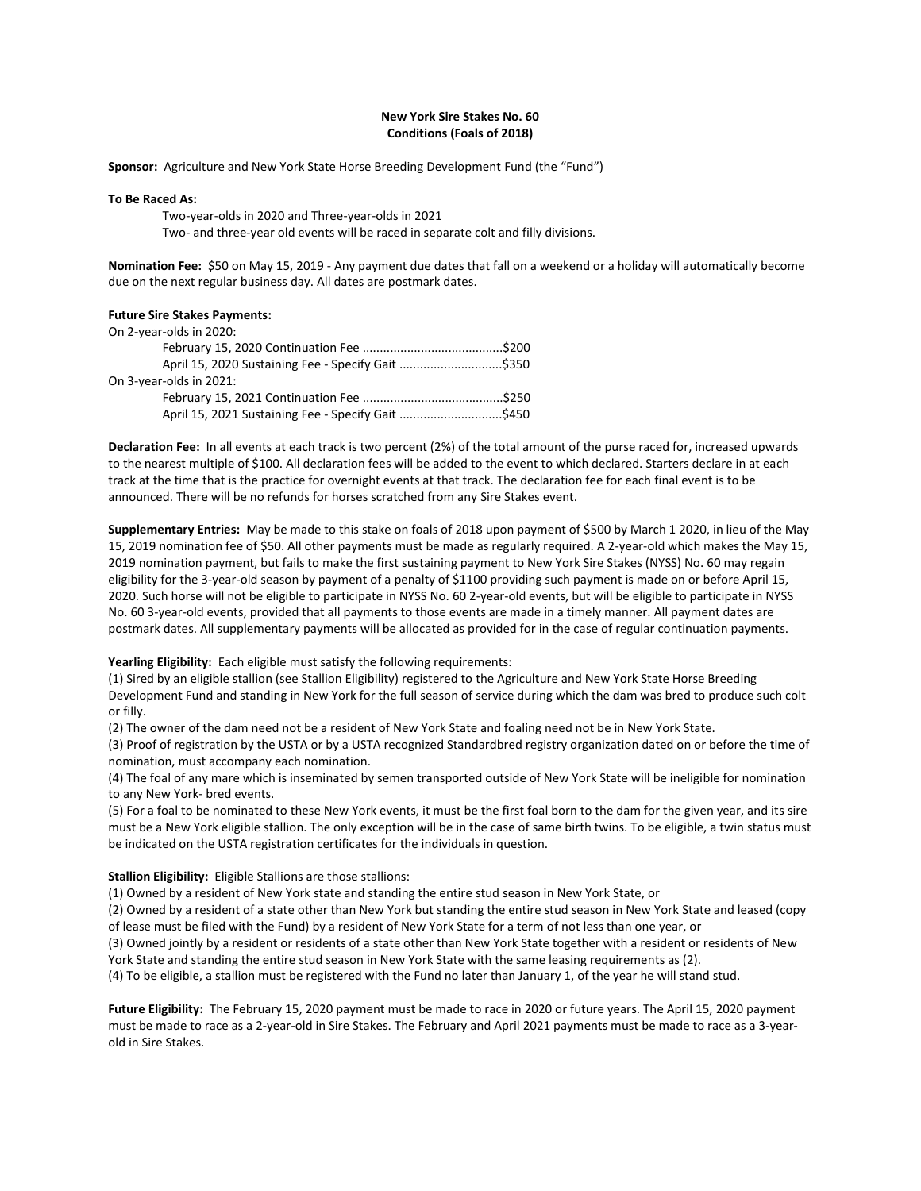**New York Sire Stakes No. 60**
**Conditions (Foals of 2018)**

**Sponsor:** Agriculture and New York State Horse Breeding Development Fund (the "Fund")

**To Be Raced As:**

Two-year-olds in 2020 and Three-year-olds in 2021
Two- and three-year old events will be raced in separate colt and filly divisions.

**Nomination Fee:** $50 on May 15, 2019 - Any payment due dates that fall on a weekend or a holiday will automatically become due on the next regular business day. All dates are postmark dates.

**Future Sire Stakes Payments:**

On 2-year-olds in 2020:

February 15, 2020 Continuation Fee ........................................$200
April 15, 2020 Sustaining Fee - Specify Gait .............................$350

On 3-year-olds in 2021:

February 15, 2021 Continuation Fee ........................................$250
April 15, 2021 Sustaining Fee - Specify Gait .............................$450

**Declaration Fee:** In all events at each track is two percent (2%) of the total amount of the purse raced for, increased upwards to the nearest multiple of $100. All declaration fees will be added to the event to which declared. Starters declare in at each track at the time that is the practice for overnight events at that track. The declaration fee for each final event is to be announced. There will be no refunds for horses scratched from any Sire Stakes event.

**Supplementary Entries:** May be made to this stake on foals of 2018 upon payment of $500 by March 1 2020, in lieu of the May 15, 2019 nomination fee of $50. All other payments must be made as regularly required. A 2-year-old which makes the May 15, 2019 nomination payment, but fails to make the first sustaining payment to New York Sire Stakes (NYSS) No. 60 may regain eligibility for the 3-year-old season by payment of a penalty of $1100 providing such payment is made on or before April 15, 2020. Such horse will not be eligible to participate in NYSS No. 60 2-year-old events, but will be eligible to participate in NYSS No. 60 3-year-old events, provided that all payments to those events are made in a timely manner. All payment dates are postmark dates. All supplementary payments will be allocated as provided for in the case of regular continuation payments.

**Yearling Eligibility:** Each eligible must satisfy the following requirements:

(1) Sired by an eligible stallion (see Stallion Eligibility) registered to the Agriculture and New York State Horse Breeding Development Fund and standing in New York for the full season of service during which the dam was bred to produce such colt or filly.
(2) The owner of the dam need not be a resident of New York State and foaling need not be in New York State.
(3) Proof of registration by the USTA or by a USTA recognized Standardbred registry organization dated on or before the time of nomination, must accompany each nomination.
(4) The foal of any mare which is inseminated by semen transported outside of New York State will be ineligible for nomination to any New York- bred events.
(5) For a foal to be nominated to these New York events, it must be the first foal born to the dam for the given year, and its sire must be a New York eligible stallion. The only exception will be in the case of same birth twins. To be eligible, a twin status must be indicated on the USTA registration certificates for the individuals in question.

**Stallion Eligibility:** Eligible Stallions are those stallions:

(1) Owned by a resident of New York state and standing the entire stud season in New York State, or
(2) Owned by a resident of a state other than New York but standing the entire stud season in New York State and leased (copy of lease must be filed with the Fund) by a resident of New York State for a term of not less than one year, or
(3) Owned jointly by a resident or residents of a state other than New York State together with a resident or residents of New York State and standing the entire stud season in New York State with the same leasing requirements as (2).
(4) To be eligible, a stallion must be registered with the Fund no later than January 1, of the year he will stand stud.

**Future Eligibility:** The February 15, 2020 payment must be made to race in 2020 or future years. The April 15, 2020 payment must be made to race as a 2-year-old in Sire Stakes. The February and April 2021 payments must be made to race as a 3-year-old in Sire Stakes.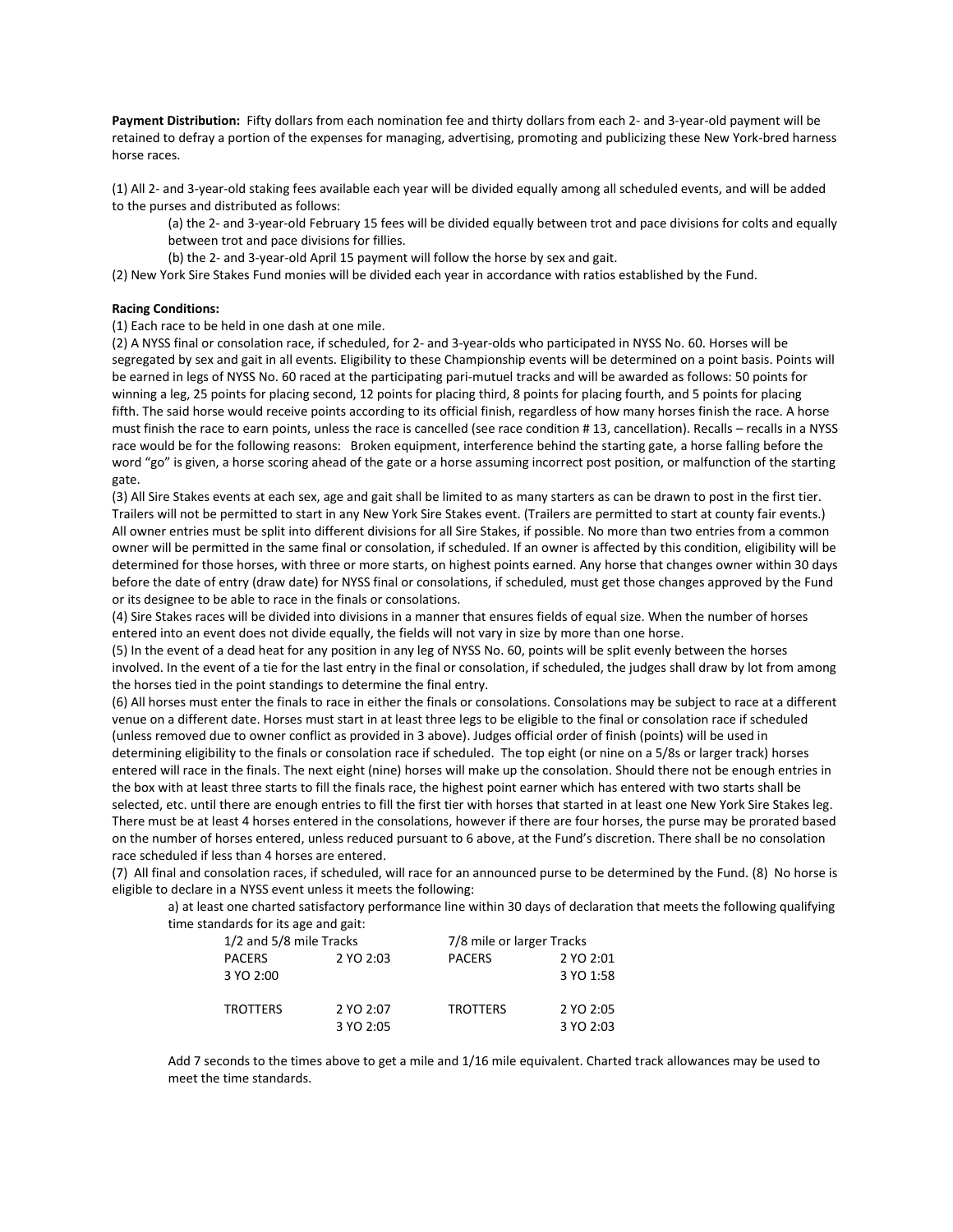**Payment Distribution:** Fifty dollars from each nomination fee and thirty dollars from each 2- and 3-year-old payment will be retained to defray a portion of the expenses for managing, advertising, promoting and publicizing these New York-bred harness horse races.

(1) All 2- and 3-year-old staking fees available each year will be divided equally among all scheduled events, and will be added to the purses and distributed as follows:

(a) the 2- and 3-year-old February 15 fees will be divided equally between trot and pace divisions for colts and equally between trot and pace divisions for fillies.

(b) the 2- and 3-year-old April 15 payment will follow the horse by sex and gait.

(2) New York Sire Stakes Fund monies will be divided each year in accordance with ratios established by the Fund.

**Racing Conditions:**

(1) Each race to be held in one dash at one mile.

(2) A NYSS final or consolation race, if scheduled, for 2- and 3-year-olds who participated in NYSS No. 60. Horses will be segregated by sex and gait in all events. Eligibility to these Championship events will be determined on a point basis. Points will be earned in legs of NYSS No. 60 raced at the participating pari-mutuel tracks and will be awarded as follows: 50 points for winning a leg, 25 points for placing second, 12 points for placing third, 8 points for placing fourth, and 5 points for placing fifth. The said horse would receive points according to its official finish, regardless of how many horses finish the race. A horse must finish the race to earn points, unless the race is cancelled (see race condition # 13, cancellation). Recalls – recalls in a NYSS race would be for the following reasons: Broken equipment, interference behind the starting gate, a horse falling before the word "go" is given, a horse scoring ahead of the gate or a horse assuming incorrect post position, or malfunction of the starting gate.

(3) All Sire Stakes events at each sex, age and gait shall be limited to as many starters as can be drawn to post in the first tier. Trailers will not be permitted to start in any New York Sire Stakes event. (Trailers are permitted to start at county fair events.) All owner entries must be split into different divisions for all Sire Stakes, if possible. No more than two entries from a common owner will be permitted in the same final or consolation, if scheduled. If an owner is affected by this condition, eligibility will be determined for those horses, with three or more starts, on highest points earned. Any horse that changes owner within 30 days before the date of entry (draw date) for NYSS final or consolations, if scheduled, must get those changes approved by the Fund or its designee to be able to race in the finals or consolations.

(4) Sire Stakes races will be divided into divisions in a manner that ensures fields of equal size. When the number of horses entered into an event does not divide equally, the fields will not vary in size by more than one horse.

(5) In the event of a dead heat for any position in any leg of NYSS No. 60, points will be split evenly between the horses involved. In the event of a tie for the last entry in the final or consolation, if scheduled, the judges shall draw by lot from among the horses tied in the point standings to determine the final entry.

(6) All horses must enter the finals to race in either the finals or consolations. Consolations may be subject to race at a different venue on a different date. Horses must start in at least three legs to be eligible to the final or consolation race if scheduled (unless removed due to owner conflict as provided in 3 above). Judges official order of finish (points) will be used in determining eligibility to the finals or consolation race if scheduled. The top eight (or nine on a 5/8s or larger track) horses entered will race in the finals. The next eight (nine) horses will make up the consolation. Should there not be enough entries in the box with at least three starts to fill the finals race, the highest point earner which has entered with two starts shall be selected, etc. until there are enough entries to fill the first tier with horses that started in at least one New York Sire Stakes leg. There must be at least 4 horses entered in the consolations, however if there are four horses, the purse may be prorated based on the number of horses entered, unless reduced pursuant to 6 above, at the Fund's discretion. There shall be no consolation race scheduled if less than 4 horses are entered.

(7) All final and consolation races, if scheduled, will race for an announced purse to be determined by the Fund. (8) No horse is eligible to declare in a NYSS event unless it meets the following:

a) at least one charted satisfactory performance line within 30 days of declaration that meets the following qualifying time standards for its age and gait:

| 1/2 and 5/8 mile Tracks | | 7/8 mile or larger Tracks | |
|---|---|---|---|
| PACERS | 2 YO 2:03 | PACERS | 2 YO 2:01 |
| 3 YO 2:00 | | | 3 YO 1:58 |
| TROTTERS | 2 YO 2:07 | TROTTERS | 2 YO 2:05 |
| | 3 YO 2:05 | | 3 YO 2:03 |

Add 7 seconds to the times above to get a mile and 1/16 mile equivalent. Charted track allowances may be used to meet the time standards.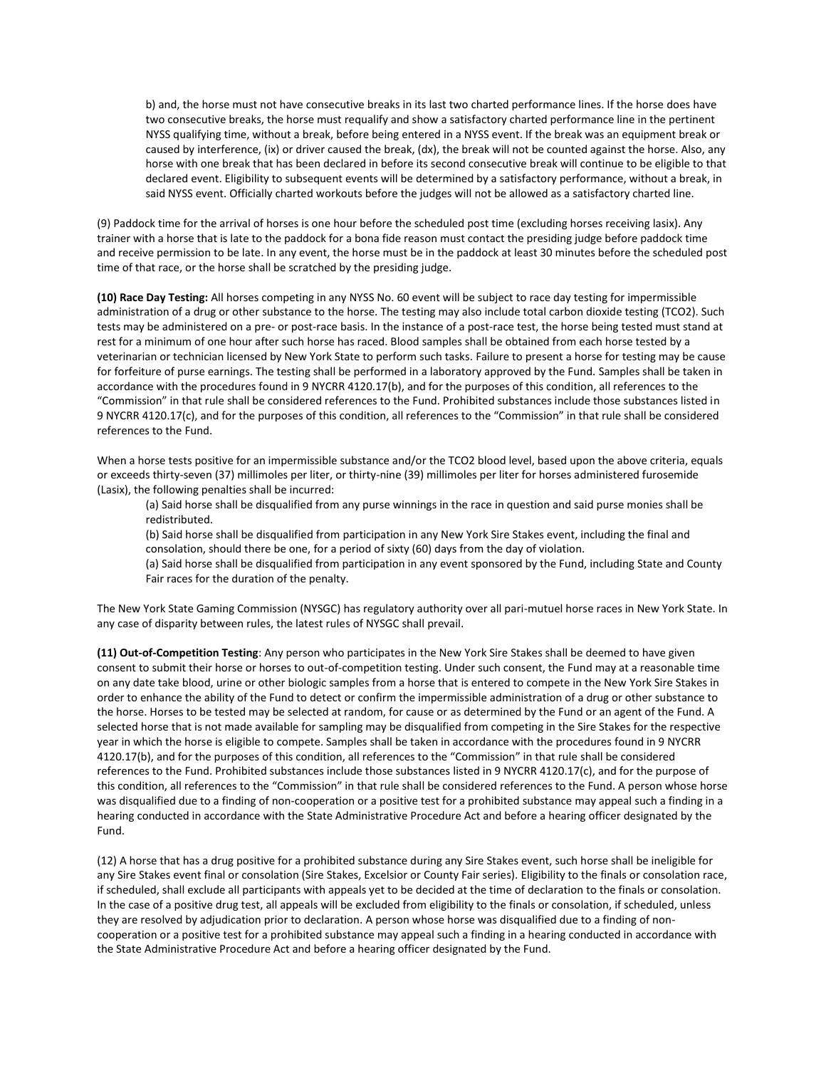b) and, the horse must not have consecutive breaks in its last two charted performance lines. If the horse does have two consecutive breaks, the horse must requalify and show a satisfactory charted performance line in the pertinent NYSS qualifying time, without a break, before being entered in a NYSS event. If the break was an equipment break or caused by interference, (ix) or driver caused the break, (dx), the break will not be counted against the horse. Also, any horse with one break that has been declared in before its second consecutive break will continue to be eligible to that declared event. Eligibility to subsequent events will be determined by a satisfactory performance, without a break, in said NYSS event. Officially charted workouts before the judges will not be allowed as a satisfactory charted line.

(9) Paddock time for the arrival of horses is one hour before the scheduled post time (excluding horses receiving lasix). Any trainer with a horse that is late to the paddock for a bona fide reason must contact the presiding judge before paddock time and receive permission to be late. In any event, the horse must be in the paddock at least 30 minutes before the scheduled post time of that race, or the horse shall be scratched by the presiding judge.

**(10) Race Day Testing:** All horses competing in any NYSS No. 60 event will be subject to race day testing for impermissible administration of a drug or other substance to the horse. The testing may also include total carbon dioxide testing (TCO2). Such tests may be administered on a pre- or post-race basis. In the instance of a post-race test, the horse being tested must stand at rest for a minimum of one hour after such horse has raced. Blood samples shall be obtained from each horse tested by a veterinarian or technician licensed by New York State to perform such tasks. Failure to present a horse for testing may be cause for forfeiture of purse earnings. The testing shall be performed in a laboratory approved by the Fund. Samples shall be taken in accordance with the procedures found in 9 NYCRR 4120.17(b), and for the purposes of this condition, all references to the "Commission" in that rule shall be considered references to the Fund. Prohibited substances include those substances listed in 9 NYCRR 4120.17(c), and for the purposes of this condition, all references to the "Commission" in that rule shall be considered references to the Fund.

When a horse tests positive for an impermissible substance and/or the TCO2 blood level, based upon the above criteria, equals or exceeds thirty-seven (37) millimoles per liter, or thirty-nine (39) millimoles per liter for horses administered furosemide (Lasix), the following penalties shall be incurred:

(a) Said horse shall be disqualified from any purse winnings in the race in question and said purse monies shall be redistributed.

(b) Said horse shall be disqualified from participation in any New York Sire Stakes event, including the final and consolation, should there be one, for a period of sixty (60) days from the day of violation.

(a) Said horse shall be disqualified from participation in any event sponsored by the Fund, including State and County Fair races for the duration of the penalty.

The New York State Gaming Commission (NYSGC) has regulatory authority over all pari-mutuel horse races in New York State. In any case of disparity between rules, the latest rules of NYSGC shall prevail.

**(11) Out-of-Competition Testing**: Any person who participates in the New York Sire Stakes shall be deemed to have given consent to submit their horse or horses to out-of-competition testing. Under such consent, the Fund may at a reasonable time on any date take blood, urine or other biologic samples from a horse that is entered to compete in the New York Sire Stakes in order to enhance the ability of the Fund to detect or confirm the impermissible administration of a drug or other substance to the horse. Horses to be tested may be selected at random, for cause or as determined by the Fund or an agent of the Fund. A selected horse that is not made available for sampling may be disqualified from competing in the Sire Stakes for the respective year in which the horse is eligible to compete. Samples shall be taken in accordance with the procedures found in 9 NYCRR 4120.17(b), and for the purposes of this condition, all references to the "Commission" in that rule shall be considered references to the Fund. Prohibited substances include those substances listed in 9 NYCRR 4120.17(c), and for the purpose of this condition, all references to the "Commission" in that rule shall be considered references to the Fund. A person whose horse was disqualified due to a finding of non-cooperation or a positive test for a prohibited substance may appeal such a finding in a hearing conducted in accordance with the State Administrative Procedure Act and before a hearing officer designated by the Fund.

(12) A horse that has a drug positive for a prohibited substance during any Sire Stakes event, such horse shall be ineligible for any Sire Stakes event final or consolation (Sire Stakes, Excelsior or County Fair series). Eligibility to the finals or consolation race, if scheduled, shall exclude all participants with appeals yet to be decided at the time of declaration to the finals or consolation. In the case of a positive drug test, all appeals will be excluded from eligibility to the finals or consolation, if scheduled, unless they are resolved by adjudication prior to declaration. A person whose horse was disqualified due to a finding of non-cooperation or a positive test for a prohibited substance may appeal such a finding in a hearing conducted in accordance with the State Administrative Procedure Act and before a hearing officer designated by the Fund.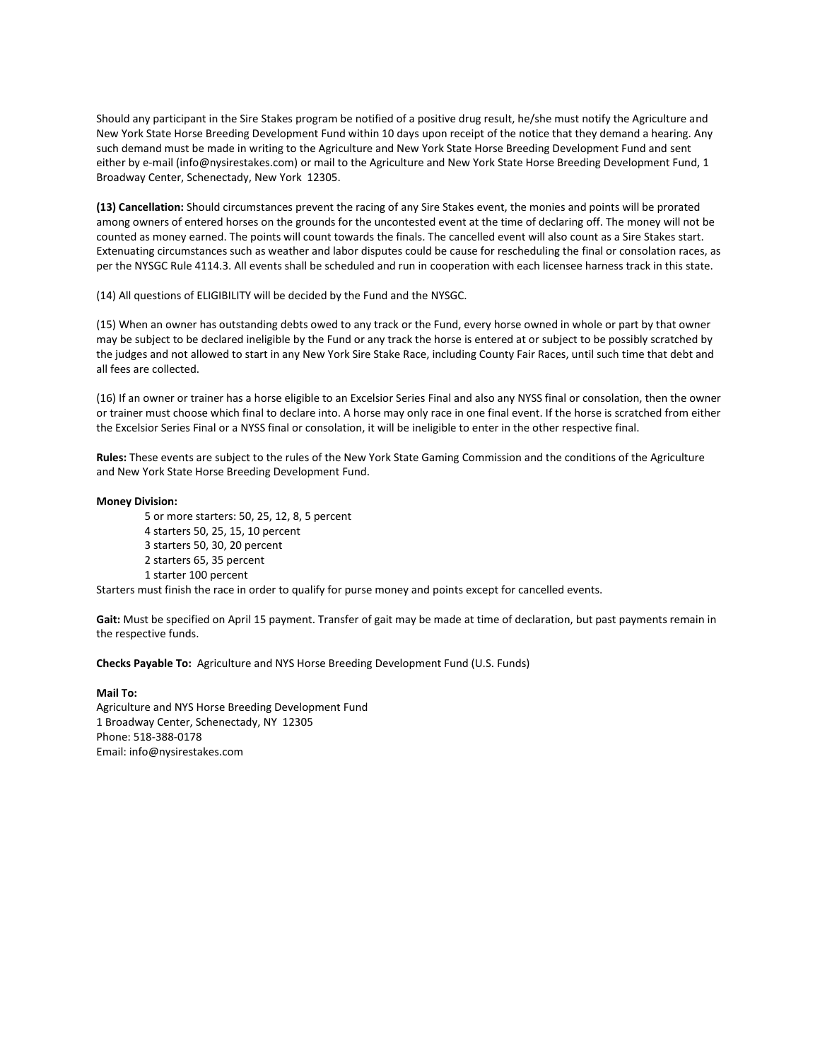Should any participant in the Sire Stakes program be notified of a positive drug result, he/she must notify the Agriculture and New York State Horse Breeding Development Fund within 10 days upon receipt of the notice that they demand a hearing. Any such demand must be made in writing to the Agriculture and New York State Horse Breeding Development Fund and sent either by e-mail (info@nysirestakes.com) or mail to the Agriculture and New York State Horse Breeding Development Fund, 1 Broadway Center, Schenectady, New York 12305.

**(13) Cancellation:** Should circumstances prevent the racing of any Sire Stakes event, the monies and points will be prorated among owners of entered horses on the grounds for the uncontested event at the time of declaring off. The money will not be counted as money earned. The points will count towards the finals. The cancelled event will also count as a Sire Stakes start. Extenuating circumstances such as weather and labor disputes could be cause for rescheduling the final or consolation races, as per the NYSGC Rule 4114.3. All events shall be scheduled and run in cooperation with each licensee harness track in this state.

(14) All questions of ELIGIBILITY will be decided by the Fund and the NYSGC.

(15) When an owner has outstanding debts owed to any track or the Fund, every horse owned in whole or part by that owner may be subject to be declared ineligible by the Fund or any track the horse is entered at or subject to be possibly scratched by the judges and not allowed to start in any New York Sire Stake Race, including County Fair Races, until such time that debt and all fees are collected.

(16) If an owner or trainer has a horse eligible to an Excelsior Series Final and also any NYSS final or consolation, then the owner or trainer must choose which final to declare into. A horse may only race in one final event. If the horse is scratched from either the Excelsior Series Final or a NYSS final or consolation, it will be ineligible to enter in the other respective final.

**Rules:** These events are subject to the rules of the New York State Gaming Commission and the conditions of the Agriculture and New York State Horse Breeding Development Fund.

**Money Division:**

5 or more starters: 50, 25, 12, 8, 5 percent
4 starters 50, 25, 15, 10 percent
3 starters 50, 30, 20 percent
2 starters 65, 35 percent
1 starter 100 percent

Starters must finish the race in order to qualify for purse money and points except for cancelled events.

**Gait:** Must be specified on April 15 payment. Transfer of gait may be made at time of declaration, but past payments remain in the respective funds.

**Checks Payable To:** Agriculture and NYS Horse Breeding Development Fund (U.S. Funds)

**Mail To:**
Agriculture and NYS Horse Breeding Development Fund
1 Broadway Center, Schenectady, NY 12305
Phone: 518-388-0178
Email: info@nysirestakes.com